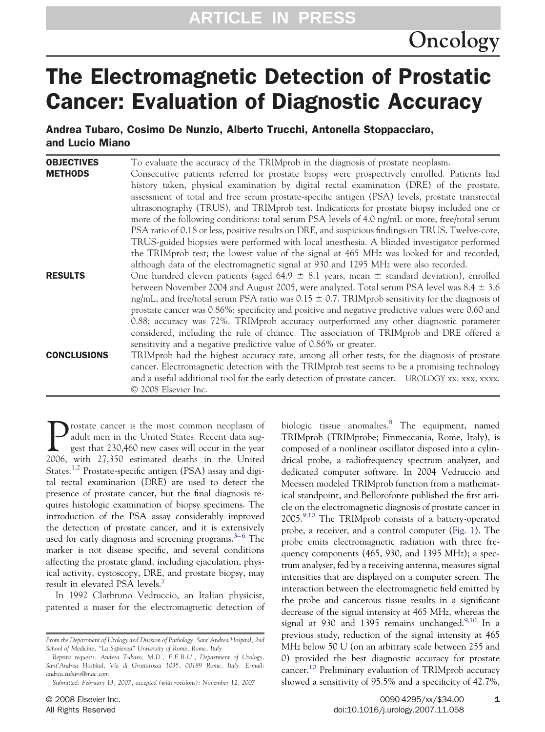# The Electromagnetic Detection of Prostatic Cancer: Evaluation of Diagnostic Accuracy

**Andrea Tubaro, Cosimo De Nunzio, Alberto Trucchi, Antonella Stoppacciaro, and Lucio Miano**

**OBJECTIVES** To evaluate the accuracy of the TRIMprob in the diagnosis of prostate neoplasm.

**METHODS** Consecutive patients referred for prostate biopsy were prospectively enrolled. Patients had history taken, physical examination by digital rectal examination (DRE) of the prostate, assessment of total and free serum prostate-specific antigen (PSA) levels, prostate transrectal ultrasonography (TRUS), and TRIMprob test. Indications for prostate biopsy included one or more of the following conditions: total serum PSA levels of 4.0 ng/mL or more, free/total serum PSA ratio of 0.18 or less, positive results on DRE, and suspicious findings on TRUS. Twelve-core, TRUS-guided biopsies were performed with local anesthesia. A blinded investigator performed the TRIMprob test; the lowest value of the signal at 465 MHz was looked for and recorded, although data of the electromagnetic signal at 930 and 1295 MHz were also recorded.

**RESULTS** One hundred eleven patients (aged 64.9 ± 8.1 years, mean ± standard deviation), enrolled between November 2004 and August 2005, were analyzed. Total serum PSA level was 8.4 ± 3.6 ng/mL, and free/total serum PSA ratio was 0.15 ± 0.7. TRIMprob sensitivity for the diagnosis of prostate cancer was 0.86%; specificity and positive and negative predictive values were 0.60 and 0.88; accuracy was 72%. TRIMprob accuracy outperformed any other diagnostic parameter considered, including the rule of chance. The association of TRIMprob and DRE offered a sensitivity and a negative predictive value of 0.86% or greater.

**CONCLUSIONS** TRIMprob had the highest accuracy rate, among all other tests, for the diagnosis of prostate cancer. Electromagnetic detection with the TRIMprob test seems to be a promising technology and a useful additional tool for the early detection of prostate cancer. UROLOGY xx: xxx, xxxx. © 2008 Elsevier Inc.

Prostate cancer is the most common neoplasm of adult men in the United States. Recent data suggest that 230,460 new cases will occur in the year 2006, with 27,350 estimated deaths in the United States.[1,2] Prostate-specific antigen (PSA) assay and digital rectal examination (DRE) are used to detect the presence of prostate cancer, but the final diagnosis requires histologic examination of biopsy specimens. The introduction of the PSA assay considerably improved the detection of prostate cancer, and it is extensively used for early diagnosis and screening programs.[3–6] The marker is not disease specific, and several conditions affecting the prostate gland, including ejaculation, physical activity, cystoscopy, DRE, and prostate biopsy, may result in elevated PSA levels.[7]

In 1992 Clarbruno Vedruccio, an Italian physicist, patented a maser for the electromagnetic detection of biologic tissue anomalies.[8] The equipment, named TRIMprob (TRIMprobe; Finmeccania, Rome, Italy), is composed of a nonlinear oscillator disposed into a cylindrical probe, a radiofrequency spectrum analyzer, and dedicated computer software. In 2004 Vedruccio and Meessen modeled TRIMprob function from a mathematical standpoint, and Bellorofonte published the first article on the electromagnetic diagnosis of prostate cancer in 2005.[9,10] The TRIMprob consists of a battery-operated probe, a receiver, and a control computer (Fig. 1). The probe emits electromagnetic radiation with three frequency components (465, 930, and 1395 MHz); a spectrum analyser, fed by a receiving antenna, measures signal intensities that are displayed on a computer screen. The interaction between the electromagnetic field emitted by the probe and cancerous tissue results in a significant decrease of the signal intensity at 465 MHz, whereas the signal at 930 and 1395 remains unchanged.[9,10] In a previous study, reduction of the signal intensity at 465 MHz below 50 U (on an arbitrary scale between 255 and 0) provided the best diagnostic accuracy for prostate cancer.[10] Preliminary evaluation of TRIMprob accuracy showed a sensitivity of 95.5% and a specificity of 42.7%,

*From the Department of Urology and Division of Pathology, Sant'Andrea Hospital, 2nd School of Medicine, "La Sapienza" University of Rome, Rome, Italy*

*Reprint requests: Andrea Tubaro, M.D., F.E.B.U., Department of Urology, Sant'Andrea Hospital, Via di Grottarossa 1035, 00189 Rome, Italy. E-mail: andrea.tubaro@mac.com*

*Submitted: February 13, 2007, accepted (with revisions): November 12, 2007*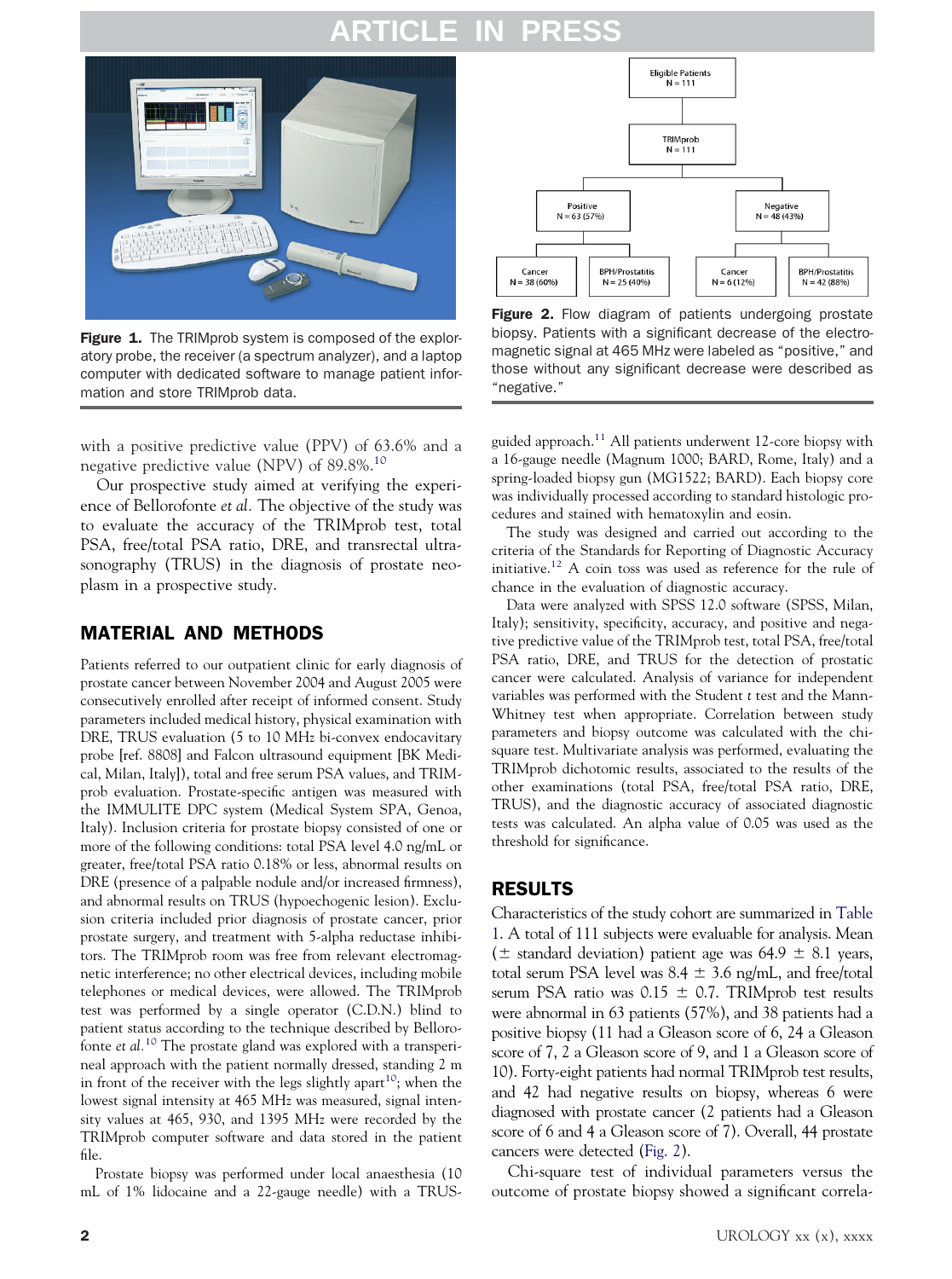Figure 1. The TRIMprob system is composed of the exploratory probe, the receiver (a spectrum analyzer), and a laptop computer with dedicated software to manage patient information and store TRIMprob data.

Figure 2. Flow diagram of patients undergoing prostate biopsy. Patients with a significant decrease of the electromagnetic signal at 465 MHz were labeled as "positive," and those without any significant decrease were described as "negative."

with a positive predictive value (PPV) of 63.6% and a negative predictive value (NPV) of 89.8%.[10]

Our prospective study aimed at verifying the experience of Bellorofonte *et al*. The objective of the study was to evaluate the accuracy of the TRIMprob test, total PSA, free/total PSA ratio, DRE, and transrectal ultrasonography (TRUS) in the diagnosis of prostate neoplasm in a prospective study.

## MATERIAL AND METHODS

Patients referred to our outpatient clinic for early diagnosis of prostate cancer between November 2004 and August 2005 were consecutively enrolled after receipt of informed consent. Study parameters included medical history, physical examination with DRE, TRUS evaluation (5 to 10 MHz bi-convex endocavitary probe [ref. 8808] and Falcon ultrasound equipment [BK Medical, Milan, Italy]), total and free serum PSA values, and TRIMprob evaluation. Prostate-specific antigen was measured with the IMMULITE DPC system (Medical System SPA, Genoa, Italy). Inclusion criteria for prostate biopsy consisted of one or more of the following conditions: total PSA level 4.0 ng/mL or greater, free/total PSA ratio 0.18% or less, abnormal results on DRE (presence of a palpable nodule and/or increased firmness), and abnormal results on TRUS (hypoechogenic lesion). Exclusion criteria included prior diagnosis of prostate cancer, prior prostate surgery, and treatment with 5-alpha reductase inhibitors. The TRIMprob room was free from relevant electromagnetic interference; no other electrical devices, including mobile telephones or medical devices, were allowed. The TRIMprob test was performed by a single operator (C.D.N.) blind to patient status according to the technique described by Bellorofonte *et al*.[10] The prostate gland was explored with a transperineal approach with the patient normally dressed, standing 2 m in front of the receiver with the legs slightly apart[10]; when the lowest signal intensity at 465 MHz was measured, signal intensity values at 465, 930, and 1395 MHz were recorded by the TRIMprob computer software and data stored in the patient file.

Prostate biopsy was performed under local anaesthesia (10 mL of 1% lidocaine and a 22-gauge needle) with a TRUS-guided approach.[11] All patients underwent 12-core biopsy with a 16-gauge needle (Magnum 1000; BARD, Rome, Italy) and a spring-loaded biopsy gun (MG1522; BARD). Each biopsy core was individually processed according to standard histologic procedures and stained with hematoxylin and eosin.

The study was designed and carried out according to the criteria of the Standards for Reporting of Diagnostic Accuracy initiative.[12] A coin toss was used as reference for the rule of chance in the evaluation of diagnostic accuracy.

Data were analyzed with SPSS 12.0 software (SPSS, Milan, Italy); sensitivity, specificity, accuracy, and positive and negative predictive value of the TRIMprob test, total PSA, free/total PSA ratio, DRE, and TRUS for the detection of prostatic cancer were calculated. Analysis of variance for independent variables was performed with the Student *t* test and the Mann-Whitney test when appropriate. Correlation between study parameters and biopsy outcome was calculated with the chi-square test. Multivariate analysis was performed, evaluating the TRIMprob dichotomic results, associated to the results of the other examinations (total PSA, free/total PSA ratio, DRE, TRUS), and the diagnostic accuracy of associated diagnostic tests was calculated. An alpha value of 0.05 was used as the threshold for significance.

## RESULTS

Characteristics of the study cohort are summarized in Table 1. A total of 111 subjects were evaluable for analysis. Mean ($\pm$ standard deviation) patient age was 64.9 $\pm$ 8.1 years, total serum PSA level was 8.4 $\pm$ 3.6 ng/mL, and free/total serum PSA ratio was 0.15 $\pm$ 0.7. TRIMprob test results were abnormal in 63 patients (57%), and 38 patients had a positive biopsy (11 had a Gleason score of 6, 24 a Gleason score of 7, 2 a Gleason score of 9, and 1 a Gleason score of 10). Forty-eight patients had normal TRIMprob test results, and 42 had negative results on biopsy, whereas 6 were diagnosed with prostate cancer (2 patients had a Gleason score of 6 and 4 a Gleason score of 7). Overall, 44 prostate cancers were detected (Fig. 2).

Chi-square test of individual parameters versus the outcome of prostate biopsy showed a significant correla-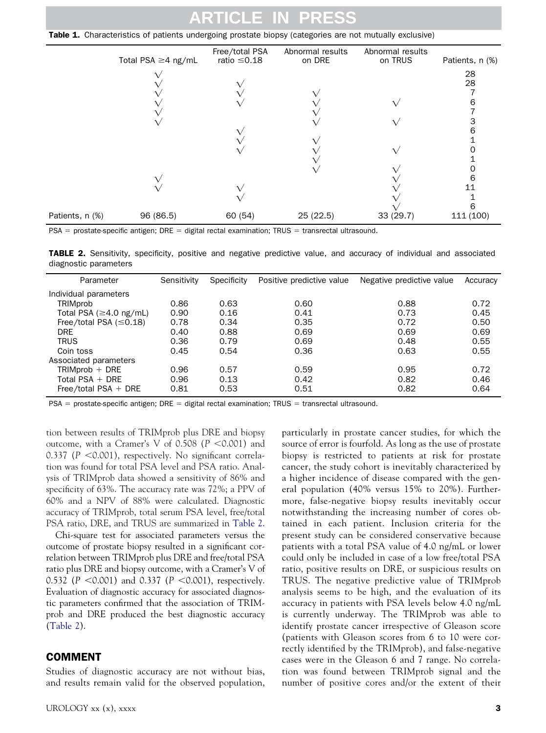**Table 1.** Characteristics of patients undergoing prostate biopsy (categories are not mutually exclusive)

| | Total PSA ≥4 ng/mL | Free/total PSA ratio ≤0.18 | Abnormal results on DRE | Abnormal results on TRUS | Patients, n (%) |
|---|---|---|---|---|---|
| | √ | | | | 28 |
| | √ | √ | | | 28 |
| | √ | √ | √ | | 7 |
| | √ | √ | √ | √ | 6 |
| | √ | | √ | | 7 |
| | √ | | √ | √ | 3 |
| | | √ | | | 6 |
| | | √ | √ | | 1 |
| | | √ | √ | √ | 0 |
| | | | √ | | 1 |
| | | | √ | √ | 0 |
| | √ | | | √ | 6 |
| | √ | √ | | √ | 11 |
| | | √ | | √ | 1 |
| | | | | √ | 6 |
| Patients, n (%) | 96 (86.5) | 60 (54) | 25 (22.5) | 33 (29.7) | 111 (100) |

PSA = prostate-specific antigen; DRE = digital rectal examination; TRUS = transrectal ultrasound.

**TABLE 2.** Sensitivity, specificity, positive and negative predictive value, and accuracy of individual and associated diagnostic parameters

| Parameter | Sensitivity | Specificity | Positive predictive value | Negative predictive value | Accuracy |
|---|---|---|---|---|---|
| Individual parameters | | | | | |
| TRIMprob | 0.86 | 0.63 | 0.60 | 0.88 | 0.72 |
| Total PSA (≥4.0 ng/mL) | 0.90 | 0.16 | 0.41 | 0.73 | 0.45 |
| Free/total PSA (≤0.18) | 0.78 | 0.34 | 0.35 | 0.72 | 0.50 |
| DRE | 0.40 | 0.88 | 0.69 | 0.69 | 0.69 |
| TRUS | 0.36 | 0.79 | 0.69 | 0.48 | 0.55 |
| Coin toss | 0.45 | 0.54 | 0.36 | 0.63 | 0.55 |
| Associated parameters | | | | | |
| TRIMprob + DRE | 0.96 | 0.57 | 0.59 | 0.95 | 0.72 |
| Total PSA + DRE | 0.96 | 0.13 | 0.42 | 0.82 | 0.46 |
| Free/total PSA + DRE | 0.81 | 0.53 | 0.51 | 0.82 | 0.64 |

PSA = prostate-specific antigen; DRE = digital rectal examination; TRUS = transrectal ultrasound.

tion between results of TRIMprob plus DRE and biopsy outcome, with a Cramer's V of 0.508 ($P < 0.001$) and 0.337 ($P < 0.001$), respectively. No significant correlation was found for total PSA level and PSA ratio. Analysis of TRIMprob data showed a sensitivity of 86% and specificity of 63%. The accuracy rate was 72%; a PPV of 60% and a NPV of 88% were calculated. Diagnostic accuracy of TRIMprob, total serum PSA level, free/total PSA ratio, DRE, and TRUS are summarized in Table 2.

Chi-square test for associated parameters versus the outcome of prostate biopsy resulted in a significant correlation between TRIMprob plus DRE and free/total PSA ratio plus DRE and biopsy outcome, with a Cramer's V of 0.532 ($P < 0.001$) and 0.337 ($P < 0.001$), respectively. Evaluation of diagnostic accuracy for associated diagnostic parameters confirmed that the association of TRIMprob and DRE produced the best diagnostic accuracy (Table 2).

## COMMENT

Studies of diagnostic accuracy are not without bias, and results remain valid for the observed population, particularly in prostate cancer studies, for which the source of error is fourfold. As long as the use of prostate biopsy is restricted to patients at risk for prostate cancer, the study cohort is inevitably characterized by a higher incidence of disease compared with the general population (40% versus 15% to 20%). Furthermore, false-negative biopsy results inevitably occur notwithstanding the increasing number of cores obtained in each patient. Inclusion criteria for the present study can be considered conservative because patients with a total PSA value of 4.0 ng/mL or lower could only be included in case of a low free/total PSA ratio, positive results on DRE, or suspicious results on TRUS. The negative predictive value of TRIMprob analysis seems to be high, and the evaluation of its accuracy in patients with PSA levels below 4.0 ng/mL is currently underway. The TRIMprob was able to identify prostate cancer irrespective of Gleason score (patients with Gleason scores from 6 to 10 were correctly identified by the TRIMprob), and false-negative cases were in the Gleason 6 and 7 range. No correlation was found between TRIMprob signal and the number of positive cores and/or the extent of their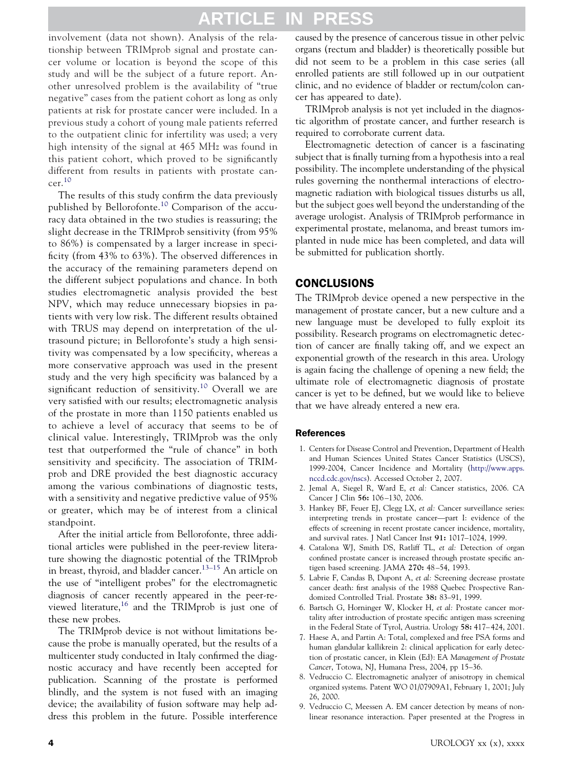involvement (data not shown). Analysis of the relationship between TRIMprob signal and prostate cancer volume or location is beyond the scope of this study and will be the subject of a future report. Another unresolved problem is the availability of "true negative" cases from the patient cohort as long as only patients at risk for prostate cancer were included. In a previous study a cohort of young male patients referred to the outpatient clinic for infertility was used; a very high intensity of the signal at 465 MHz was found in this patient cohort, which proved to be significantly different from results in patients with prostate cancer.[10]

The results of this study confirm the data previously published by Bellorofonte.[10] Comparison of the accuracy data obtained in the two studies is reassuring; the slight decrease in the TRIMprob sensitivity (from 95% to 86%) is compensated by a larger increase in specificity (from 43% to 63%). The observed differences in the accuracy of the remaining parameters depend on the different subject populations and chance. In both studies electromagnetic analysis provided the best NPV, which may reduce unnecessary biopsies in patients with very low risk. The different results obtained with TRUS may depend on interpretation of the ultrasound picture; in Bellorofonte's study a high sensitivity was compensated by a low specificity, whereas a more conservative approach was used in the present study and the very high specificity was balanced by a significant reduction of sensitivity.[10] Overall we are very satisfied with our results; electromagnetic analysis of the prostate in more than 1150 patients enabled us to achieve a level of accuracy that seems to be of clinical value. Interestingly, TRIMprob was the only test that outperformed the "rule of chance" in both sensitivity and specificity. The association of TRIMprob and DRE provided the best diagnostic accuracy among the various combinations of diagnostic tests, with a sensitivity and negative predictive value of 95% or greater, which may be of interest from a clinical standpoint.

After the initial article from Bellorofonte, three additional articles were published in the peer-review literature showing the diagnostic potential of the TRIMprob in breast, thyroid, and bladder cancer.[13–15] An article on the use of "intelligent probes" for the electromagnetic diagnosis of cancer recently appeared in the peer-reviewed literature,[16] and the TRIMprob is just one of these new probes.

The TRIMprob device is not without limitations because the probe is manually operated, but the results of a multicenter study conducted in Italy confirmed the diagnostic accuracy and have recently been accepted for publication. Scanning of the prostate is performed blindly, and the system is not fused with an imaging device; the availability of fusion software may help address this problem in the future. Possible interference caused by the presence of cancerous tissue in other pelvic organs (rectum and bladder) is theoretically possible but did not seem to be a problem in this case series (all enrolled patients are still followed up in our outpatient clinic, and no evidence of bladder or rectum/colon cancer has appeared to date).

TRIMprob analysis is not yet included in the diagnostic algorithm of prostate cancer, and further research is required to corroborate current data.

Electromagnetic detection of cancer is a fascinating subject that is finally turning from a hypothesis into a real possibility. The incomplete understanding of the physical rules governing the nonthermal interactions of electromagnetic radiation with biological tissues disturbs us all, but the subject goes well beyond the understanding of the average urologist. Analysis of TRIMprob performance in experimental prostate, melanoma, and breast tumors implanted in nude mice has been completed, and data will be submitted for publication shortly.

## CONCLUSIONS

The TRIMprob device opened a new perspective in the management of prostate cancer, but a new culture and a new language must be developed to fully exploit its possibility. Research programs on electromagnetic detection of cancer are finally taking off, and we expect an exponential growth of the research in this area. Urology is again facing the challenge of opening a new field; the ultimate role of electromagnetic diagnosis of prostate cancer is yet to be defined, but we would like to believe that we have already entered a new era.

### References

1. Centers for Disease Control and Prevention, Department of Health and Human Sciences United States Cancer Statistics (USCS), 1999-2004, Cancer Incidence and Mortality (http://www.apps.nccd.cdc.gov/nscs). Accessed October 2, 2007.
2. Jemal A, Siegel R, Ward E, *et al:* Cancer statistics, 2006. CA Cancer J Clin **56:** 106–130, 2006.
3. Hankey BF, Feuer EJ, Clegg LX, *et al:* Cancer surveillance series: interpreting trends in prostate cancer—part I: evidence of the effects of screening in recent prostate cancer incidence, mortality, and survival rates. J Natl Cancer Inst **91:** 1017–1024, 1999.
4. Catalona WJ, Smith DS, Ratliff TL, *et al:* Detection of organ confined prostate cancer is increased through prostate specific antigen based screening. JAMA **270:** 48–54, 1993.
5. Labrie F, Candas B, Dupont A, *et al:* Screening decrease prostate cancer death: first analysis of the 1988 Quebec Prospective Randomized Controlled Trial. Prostate **38:** 83–91, 1999.
6. Bartsch G, Horninger W, Klocker H, *et al:* Prostate cancer mortality after introduction of prostate specific antigen mass screening in the Federal State of Tyrol, Austria. Urology **58:** 417–424, 2001.
7. Haese A, and Partin A: Total, complexed and free PSA forms and human glandular kallikrein 2: clinical application for early detection of prostatic cancer, in Klein (Ed): EA *Management of Prostate Cancer*, Totowa, NJ, Humana Press, 2004, pp 15–36.
8. Vedruccio C. Electromagnetic analyzer of anisotropy in chemical organized systems. Patent WO 01/07909A1, February 1, 2001; July 26, 2000.
9. Vedruccio C, Meessen A. EM cancer detection by means of nonlinear resonance interaction. Paper presented at the Progress in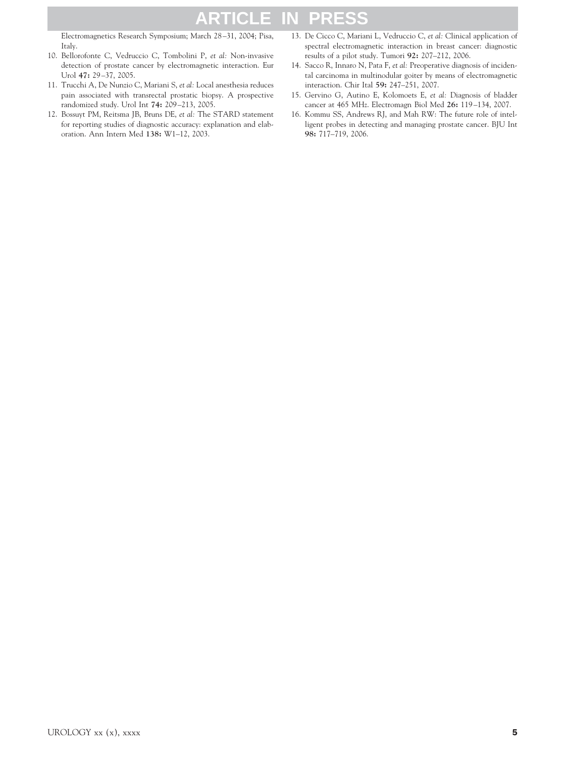Electromagnetics Research Symposium; March 28–31, 2004; Pisa, Italy.

10. Bellorofonte C, Vedruccio C, Tombolini P, *et al:* Non-invasive detection of prostate cancer by electromagnetic interaction. Eur Urol **47:** 29–37, 2005.
11. Trucchi A, De Nunzio C, Mariani S, *et al:* Local anesthesia reduces pain associated with transrectal prostatic biopsy. A prospective randomized study. Urol Int **74:** 209–213, 2005.
12. Bossuyt PM, Reitsma JB, Bruns DE, *et al:* The STARD statement for reporting studies of diagnostic accuracy: explanation and elaboration. Ann Intern Med **138:** W1–12, 2003.
13. De Cicco C, Mariani L, Vedruccio C, *et al:* Clinical application of spectral electromagnetic interaction in breast cancer: diagnostic results of a pilot study. Tumori **92:** 207–212, 2006.
14. Sacco R, Innaro N, Pata F, *et al:* Preoperative diagnosis of incidental carcinoma in multinodular goiter by means of electromagnetic interaction. Chir Ital **59:** 247–251, 2007.
15. Gervino G, Autino E, Kolomoets E, *et al:* Diagnosis of bladder cancer at 465 MHz. Electromagn Biol Med **26:** 119–134, 2007.
16. Kommu SS, Andrews RJ, and Mah RW: The future role of intelligent probes in detecting and managing prostate cancer. BJU Int **98:** 717–719, 2006.